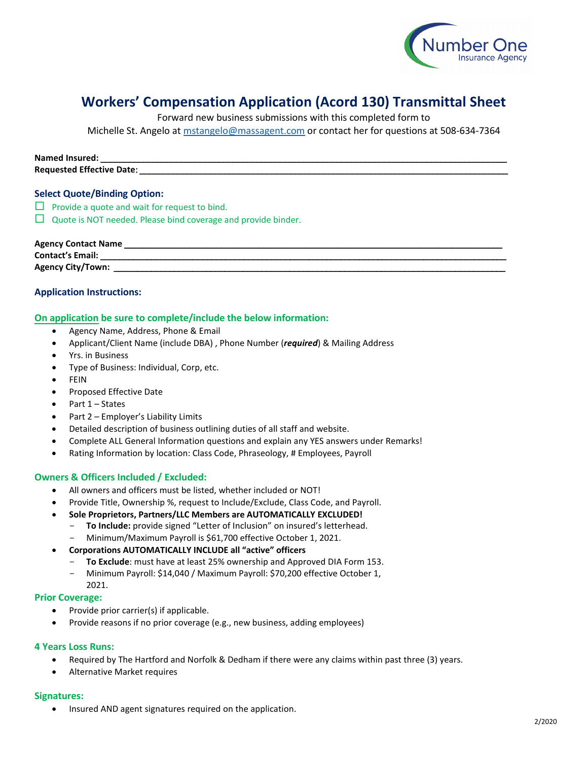# Workers' Compensation Application (Acord 130) Transmittal Sheet

Forward new business submissions with this completed form to
Michelle St. Angelo at mstangelo@massagent.com or contact her for questions at 508-634-7364

**Named Insured:** ______________________________________________________________

**Requested Effective Date:** ______________________________________________________

## Select Quote/Binding Option:

☐ Provide a quote and wait for request to bind.

☐ Quote is NOT needed. Please bind coverage and provide binder.

**Agency Contact Name** ______________________________________________________

**Contact's Email:** __________________________________________________________

**Agency City/Town:** ________________________________________________________

## Application Instructions:

### On application be sure to complete/include the below information:

- Agency Name, Address, Phone & Email
- Applicant/Client Name (include DBA) , Phone Number (***required***) & Mailing Address
- Yrs. in Business
- Type of Business: Individual, Corp, etc.
- FEIN
- Proposed Effective Date
- Part 1 – States
- Part 2 – Employer's Liability Limits
- Detailed description of business outlining duties of all staff and website.
- Complete ALL General Information questions and explain any YES answers under Remarks!
- Rating Information by location: Class Code, Phraseology, # Employees, Payroll

### Owners & Officers Included / Excluded:

- All owners and officers must be listed, whether included or NOT!
- Provide Title, Ownership %, request to Include/Exclude, Class Code, and Payroll.
- **Sole Proprietors, Partners/LLC Members are AUTOMATICALLY EXCLUDED!**
  - **To Include:** provide signed "Letter of Inclusion" on insured's letterhead.
  - Minimum/Maximum Payroll is $61,700 effective October 1, 2021.
- **Corporations AUTOMATICALLY INCLUDE all "active" officers**
  - **To Exclude**: must have at least 25% ownership and Approved DIA Form 153.
  - Minimum Payroll: $14,040 / Maximum Payroll: $70,200 effective October 1, 2021.

### Prior Coverage:

- Provide prior carrier(s) if applicable.
- Provide reasons if no prior coverage (e.g., new business, adding employees)

### 4 Years Loss Runs:

- Required by The Hartford and Norfolk & Dedham if there were any claims within past three (3) years.
- Alternative Market requires

### Signatures:

- Insured AND agent signatures required on the application.

2/2020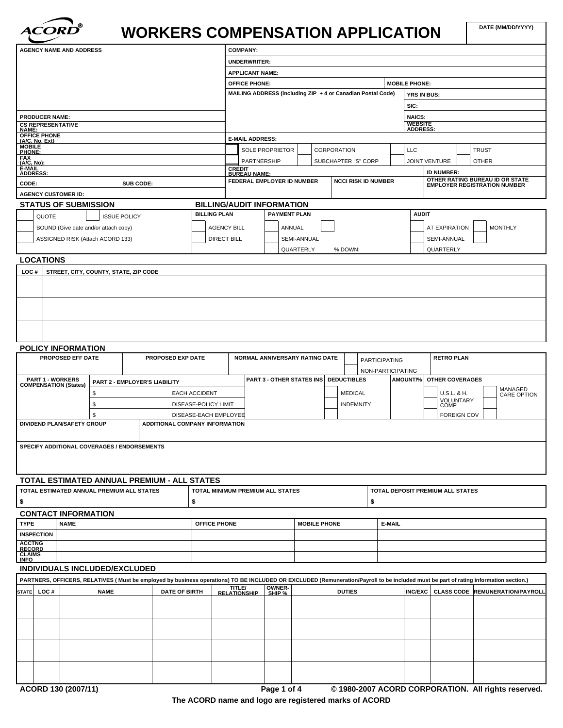# WORKERS COMPENSATION APPLICATION

ACORD®

| DATE (MM/DD/YYYY) |
|---|
| |

| AGENCY NAME AND ADDRESS | COMPANY: | |
|---|---|---|
| | UNDERWRITER: | |
| | APPLICANT NAME: | |
| | OFFICE PHONE: | MOBILE PHONE: |
| | MAILING ADDRESS (including ZIP + 4 or Canadian Postal Code) | YRS IN BUS: |
| | | SIC: |
| PRODUCER NAME: | | NAICS: |
| CS REPRESENTATIVE NAME: | | WEBSITE ADDRESS: |
| OFFICE PHONE (A/C, No, Ext) | E-MAIL ADDRESS: | |
| MOBILE PHONE: | ☐ SOLE PROPRIETOR ☐ CORPORATION ☐ LLC ☐ TRUST | |
| FAX (A/C, No): | ☐ PARTNERSHIP ☐ SUBCHAPTER "S" CORP ☐ JOINT VENTURE ☐ OTHER | |
| E-MAIL ADDRESS: | CREDIT BUREAU NAME: | ID NUMBER: |
| CODE: SUB CODE: | FEDERAL EMPLOYER ID NUMBER / NCCI RISK ID NUMBER | OTHER RATING BUREAU ID OR STATE EMPLOYER REGISTRATION NUMBER |
| AGENCY CUSTOMER ID: | | |

## STATUS OF SUBMISSION

- ☐ QUOTE ☐ ISSUE POLICY
- ☐ BOUND (Give date and/or attach copy)
- ☐ ASSIGNED RISK (Attach ACORD 133)

## BILLING/AUDIT INFORMATION

| BILLING PLAN | PAYMENT PLAN | AUDIT |
|---|---|---|
| ☐ AGENCY BILL | ☐ ANNUAL ☐ | ☐ AT EXPIRATION ☐ MONTHLY |
| ☐ DIRECT BILL | ☐ SEMI-ANNUAL | ☐ SEMI-ANNUAL ☐ |
| | ☐ QUARTERLY % DOWN: | ☐ QUARTERLY |

## LOCATIONS

| LOC # | STREET, CITY, COUNTY, STATE, ZIP CODE |
|---|---|
| | |
| | |
| | |

## POLICY INFORMATION

| PROPOSED EFF DATE | PROPOSED EXP DATE | NORMAL ANNIVERSARY RATING DATE | ☐ PARTICIPATING ☐ NON-PARTICIPATING | RETRO PLAN |
|---|---|---|---|---|
| | | | | |

| PART 1 - WORKERS COMPENSATION (States) | PART 2 - EMPLOYER'S LIABILITY | PART 3 - OTHER STATES INS | DEDUCTIBLES | AMOUNT/% | OTHER COVERAGES |
|---|---|---|---|---|---|
| | $ EACH ACCIDENT | | ☐ MEDICAL | | ☐ U.S.L. & H. ☐ MANAGED CARE OPTION |
| | $ DISEASE-POLICY LIMIT | | ☐ INDEMNITY | | ☐ VOLUNTARY COMP |
| | $ DISEASE-EACH EMPLOYEE | | | | ☐ FOREIGN COV |

| DIVIDEND PLAN/SAFETY GROUP | ADDITIONAL COMPANY INFORMATION |
|---|---|
| | |

SPECIFY ADDITIONAL COVERAGES / ENDORSEMENTS

## TOTAL ESTIMATED ANNUAL PREMIUM - ALL STATES

| TOTAL ESTIMATED ANNUAL PREMIUM ALL STATES | TOTAL MINIMUM PREMIUM ALL STATES | TOTAL DEPOSIT PREMIUM ALL STATES |
|---|---|---|
| $ | $ | $ |

## CONTACT INFORMATION

| TYPE | NAME | OFFICE PHONE | MOBILE PHONE | E-MAIL |
|---|---|---|---|---|
| INSPECTION | | | | |
| ACCTNG RECORD | | | | |
| CLAIMS INFO | | | | |

## INDIVIDUALS INCLUDED/EXCLUDED

PARTNERS, OFFICERS, RELATIVES ( Must be employed by business operations) TO BE INCLUDED OR EXCLUDED (Remuneration/Payroll to be included must be part of rating information section.)

| STATE | LOC # | NAME | DATE OF BIRTH | TITLE/ RELATIONSHIP | OWNER-SHIP % | DUTIES | INC/EXC | CLASS CODE | REMUNERATION/PAYROLL |
|---|---|---|---|---|---|---|---|---|---|
| | | | | | | | | | |
| | | | | | | | | | |
| | | | | | | | | | |
| | | | | | | | | | |

ACORD 130 (2007/11) © 1980-2007 ACORD CORPORATION. All rights reserved.

The ACORD name and logo are registered marks of ACORD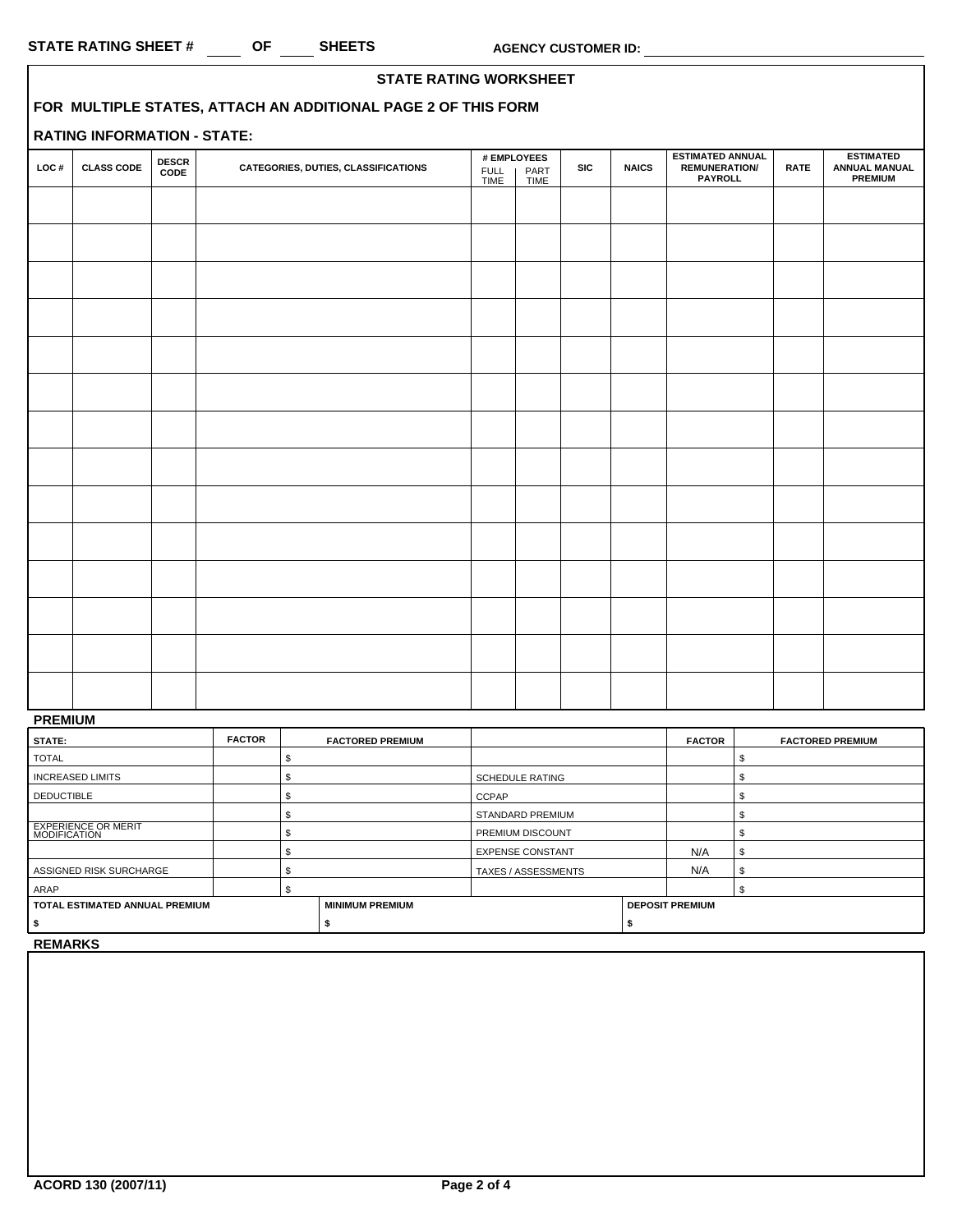STATE RATING SHEET # ____ OF ____ SHEETS AGENCY CUSTOMER ID: ____________

## STATE RATING WORKSHEET

**FOR MULTIPLE STATES, ATTACH AN ADDITIONAL PAGE 2 OF THIS FORM**

**RATING INFORMATION - STATE:**

| LOC # | CLASS CODE | DESCR CODE | CATEGORIES, DUTIES, CLASSIFICATIONS | # EMPLOYEES FULL TIME | PART TIME | SIC | NAICS | ESTIMATED ANNUAL REMUNERATION/ PAYROLL | RATE | ESTIMATED ANNUAL MANUAL PREMIUM |
|---|---|---|---|---|---|---|---|---|---|---|
| | | | | | | | | | | |
| | | | | | | | | | | |
| | | | | | | | | | | |
| | | | | | | | | | | |
| | | | | | | | | | | |
| | | | | | | | | | | |
| | | | | | | | | | | |
| | | | | | | | | | | |
| | | | | | | | | | | |
| | | | | | | | | | | |
| | | | | | | | | | | |
| | | | | | | | | | | |
| | | | | | | | | | | |
| | | | | | | | | | | |

**PREMIUM**

| STATE: | FACTOR | FACTORED PREMIUM | | FACTOR | FACTORED PREMIUM |
|---|---|---|---|---|---|
| TOTAL | | $ | | | $ |
| INCREASED LIMITS | | $ | SCHEDULE RATING | | $ |
| DEDUCTIBLE | | $ | CCPAP | | $ |
| | | $ | STANDARD PREMIUM | | $ |
| EXPERIENCE OR MERIT MODIFICATION | | $ | PREMIUM DISCOUNT | | $ |
| | | $ | EXPENSE CONSTANT | N/A | $ |
| ASSIGNED RISK SURCHARGE | | $ | TAXES / ASSESSMENTS | N/A | $ |
| ARAP | | $ | | | $ |

| TOTAL ESTIMATED ANNUAL PREMIUM | MINIMUM PREMIUM | DEPOSIT PREMIUM |
|---|---|---|
| $ | $ | $ |

**REMARKS**

ACORD 130 (2007/11)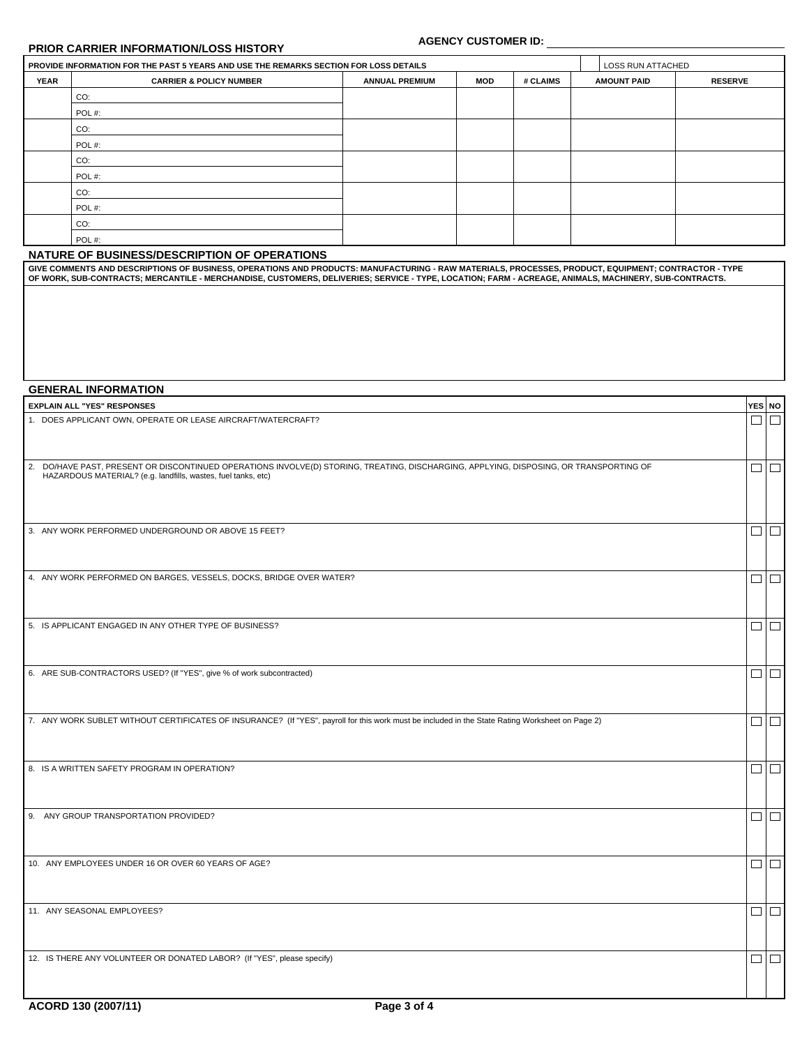**AGENCY CUSTOMER ID:** ______________________

## PRIOR CARRIER INFORMATION/LOSS HISTORY

**PROVIDE INFORMATION FOR THE PAST 5 YEARS AND USE THE REMARKS SECTION FOR LOSS DETAILS** | ☐ LOSS RUN ATTACHED

| YEAR | CARRIER & POLICY NUMBER | ANNUAL PREMIUM | MOD | # CLAIMS | AMOUNT PAID | RESERVE |
|---|---|---|---|---|---|---|
| | CO: | | | | | |
| | POL #: | | | | | |
| | CO: | | | | | |
| | POL #: | | | | | |
| | CO: | | | | | |
| | POL #: | | | | | |
| | CO: | | | | | |
| | POL #: | | | | | |
| | CO: | | | | | |
| | POL #: | | | | | |

## NATURE OF BUSINESS/DESCRIPTION OF OPERATIONS

**GIVE COMMENTS AND DESCRIPTIONS OF BUSINESS, OPERATIONS AND PRODUCTS: MANUFACTURING - RAW MATERIALS, PROCESSES, PRODUCT, EQUIPMENT; CONTRACTOR - TYPE OF WORK, SUB-CONTRACTS; MERCANTILE - MERCHANDISE, CUSTOMERS, DELIVERIES; SERVICE - TYPE, LOCATION; FARM - ACREAGE, ANIMALS, MACHINERY, SUB-CONTRACTS.**

## GENERAL INFORMATION

| EXPLAIN ALL "YES" RESPONSES | YES | NO |
|---|---|---|
| 1. DOES APPLICANT OWN, OPERATE OR LEASE AIRCRAFT/WATERCRAFT? | ☐ | ☐ |
| 2. DO/HAVE PAST, PRESENT OR DISCONTINUED OPERATIONS INVOLVE(D) STORING, TREATING, DISCHARGING, APPLYING, DISPOSING, OR TRANSPORTING OF HAZARDOUS MATERIAL? (e.g. landfills, wastes, fuel tanks, etc) | ☐ | ☐ |
| 3. ANY WORK PERFORMED UNDERGROUND OR ABOVE 15 FEET? | ☐ | ☐ |
| 4. ANY WORK PERFORMED ON BARGES, VESSELS, DOCKS, BRIDGE OVER WATER? | ☐ | ☐ |
| 5. IS APPLICANT ENGAGED IN ANY OTHER TYPE OF BUSINESS? | ☐ | ☐ |
| 6. ARE SUB-CONTRACTORS USED? (If "YES", give % of work subcontracted) | ☐ | ☐ |
| 7. ANY WORK SUBLET WITHOUT CERTIFICATES OF INSURANCE? (If "YES", payroll for this work must be included in the State Rating Worksheet on Page 2) | ☐ | ☐ |
| 8. IS A WRITTEN SAFETY PROGRAM IN OPERATION? | ☐ | ☐ |
| 9. ANY GROUP TRANSPORTATION PROVIDED? | ☐ | ☐ |
| 10. ANY EMPLOYEES UNDER 16 OR OVER 60 YEARS OF AGE? | ☐ | ☐ |
| 11. ANY SEASONAL EMPLOYEES? | ☐ | ☐ |
| 12. IS THERE ANY VOLUNTEER OR DONATED LABOR? (If "YES", please specify) | ☐ | ☐ |

**ACORD 130 (2007/11)**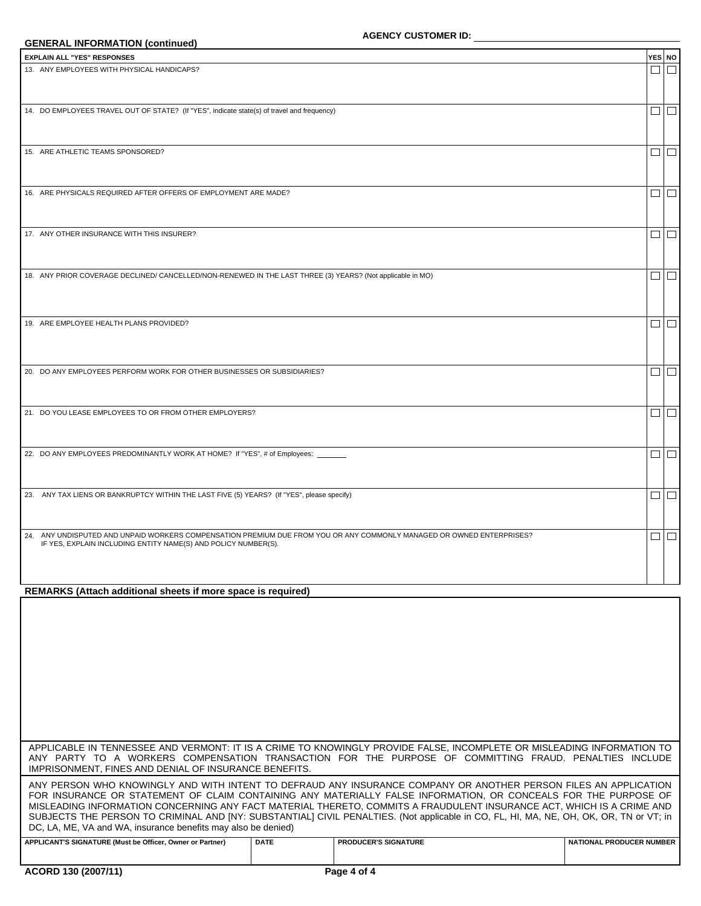**AGENCY CUSTOMER ID:** ______________________

## GENERAL INFORMATION (continued)

| EXPLAIN ALL "YES" RESPONSES | YES | NO |
| --- | --- | --- |
| 13. ANY EMPLOYEES WITH PHYSICAL HANDICAPS? | ☐ | ☐ |
| 14. DO EMPLOYEES TRAVEL OUT OF STATE? (If "YES", indicate state(s) of travel and frequency) | ☐ | ☐ |
| 15. ARE ATHLETIC TEAMS SPONSORED? | ☐ | ☐ |
| 16. ARE PHYSICALS REQUIRED AFTER OFFERS OF EMPLOYMENT ARE MADE? | ☐ | ☐ |
| 17. ANY OTHER INSURANCE WITH THIS INSURER? | ☐ | ☐ |
| 18. ANY PRIOR COVERAGE DECLINED/ CANCELLED/NON-RENEWED IN THE LAST THREE (3) YEARS? (Not applicable in MO) | ☐ | ☐ |
| 19. ARE EMPLOYEE HEALTH PLANS PROVIDED? | ☐ | ☐ |
| 20. DO ANY EMPLOYEES PERFORM WORK FOR OTHER BUSINESSES OR SUBSIDIARIES? | ☐ | ☐ |
| 21. DO YOU LEASE EMPLOYEES TO OR FROM OTHER EMPLOYERS? | ☐ | ☐ |
| 22. DO ANY EMPLOYEES PREDOMINANTLY WORK AT HOME? If "YES", # of Employees: _______ | ☐ | ☐ |
| 23. ANY TAX LIENS OR BANKRUPTCY WITHIN THE LAST FIVE (5) YEARS? (If "YES", please specify) | ☐ | ☐ |
| 24. ANY UNDISPUTED AND UNPAID WORKERS COMPENSATION PREMIUM DUE FROM YOU OR ANY COMMONLY MANAGED OR OWNED ENTERPRISES? IF YES, EXPLAIN INCLUDING ENTITY NAME(S) AND POLICY NUMBER(S). | ☐ | ☐ |

## REMARKS (Attach additional sheets if more space is required)

APPLICABLE IN TENNESSEE AND VERMONT: IT IS A CRIME TO KNOWINGLY PROVIDE FALSE, INCOMPLETE OR MISLEADING INFORMATION TO ANY PARTY TO A WORKERS COMPENSATION TRANSACTION FOR THE PURPOSE OF COMMITTING FRAUD. PENALTIES INCLUDE IMPRISONMENT, FINES AND DENIAL OF INSURANCE BENEFITS.

ANY PERSON WHO KNOWINGLY AND WITH INTENT TO DEFRAUD ANY INSURANCE COMPANY OR ANOTHER PERSON FILES AN APPLICATION FOR INSURANCE OR STATEMENT OF CLAIM CONTAINING ANY MATERIALLY FALSE INFORMATION, OR CONCEALS FOR THE PURPOSE OF MISLEADING INFORMATION CONCERNING ANY FACT MATERIAL THERETO, COMMITS A FRAUDULENT INSURANCE ACT, WHICH IS A CRIME AND SUBJECTS THE PERSON TO CRIMINAL AND [NY: SUBSTANTIAL] CIVIL PENALTIES. (Not applicable in CO, FL, HI, MA, NE, OH, OK, OR, TN or VT; in DC, LA, ME, VA and WA, insurance benefits may also be denied)

| APPLICANT'S SIGNATURE (Must be Officer, Owner or Partner) | DATE | PRODUCER'S SIGNATURE | NATIONAL PRODUCER NUMBER |
| --- | --- | --- | --- |
| | | | |

ACORD 130 (2007/11)